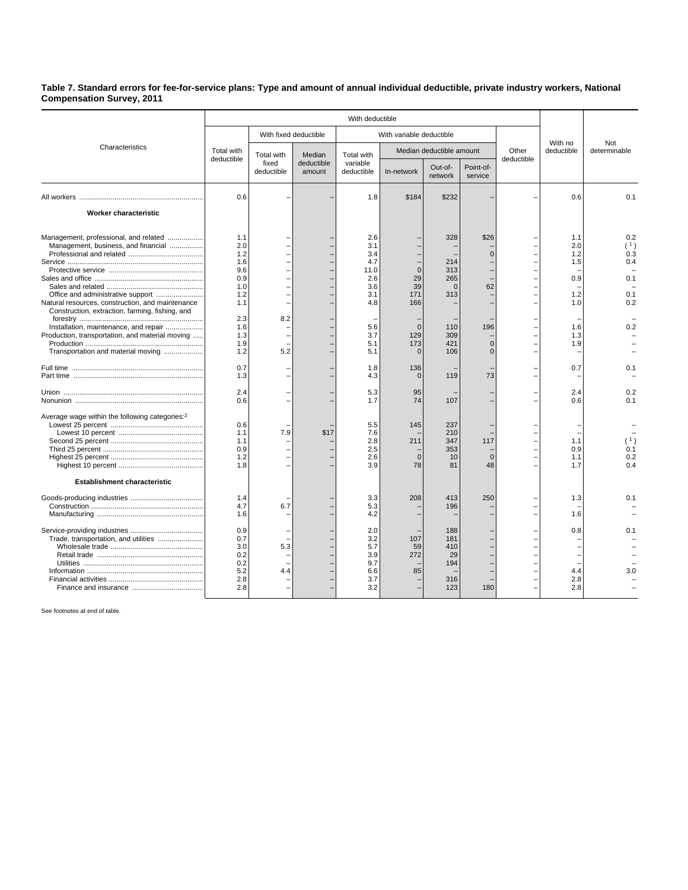**Table 7. Standard errors for fee-for-service plans: Type and amount of annual individual deductible, private industry workers, National Compensation Survey, 2011**

| Characteristics | With deductible | | | | | | | | With no deductible | Not determinable |
|---|---|---|---|---|---|---|---|---|---|---|
| | Total with deductible | With fixed deductible | | With variable deductible | | | | Other deductible | | |
| | | Total with fixed deductible | Median deductible amount | Total with variable deductible | Median deductible amount | | | | | |
| | | | | | In-network | Out-of-network | Point-of-service | | | |
| All workers | 0.6 | – | – | 1.8 | $184 | $232 | – | – | 0.6 | 0.1 |
| **Worker characteristic** | | | | | | | | | | |
| Management, professional, and related | 1.1 | – | – | 2.6 | – | 328 | $26 | – | 1.1 | 0.2 |
| Management, business, and financial | 2.0 | – | – | 3.1 | – | – | – | – | 2.0 | ( 1 ) |
| Professional and related | 1.2 | – | – | 3.4 | – | – | 0 | – | 1.2 | 0.3 |
| Service | 1.6 | – | – | 4.7 | – | 214 | – | – | 1.5 | 0.4 |
| Protective service | 9.6 | – | – | 11.0 | 0 | 313 | – | – | – | – |
| Sales and office | 0.9 | – | – | 2.6 | 29 | 265 | – | – | 0.9 | 0.1 |
| Sales and related | 1.0 | – | – | 3.6 | 39 | 0 | 62 | – | – | – |
| Office and administrative support | 1.2 | – | – | 3.1 | 171 | 313 | – | – | 1.2 | 0.1 |
| Natural resources, construction, and maintenance | 1.1 | – | – | 4.8 | 166 | – | – | – | 1.0 | 0.2 |
| Construction, extraction, farming, fishing, and forestry | 2.3 | 8.2 | – | – | – | – | – | – | – | – |
| Installation, maintenance, and repair | 1.6 | – | – | 5.6 | 0 | 110 | 196 | – | 1.6 | 0.2 |
| Production, transportation, and material moving | 1.3 | – | – | 3.7 | 129 | 309 | – | – | 1.3 | – |
| Production | 1.9 | – | – | 5.1 | 173 | 421 | 0 | – | 1.9 | – |
| Transportation and material moving | 1.2 | 5.2 | – | 5.1 | 0 | 106 | 0 | – | – | – |
| Full time | 0.7 | – | – | 1.8 | 136 | – | – | – | 0.7 | 0.1 |
| Part time | 1.3 | – | – | 4.3 | 0 | 119 | 73 | – | – | – |
| Union | 2.4 | – | – | 5.3 | 95 | – | – | – | 2.4 | 0.2 |
| Nonunion | 0.6 | – | – | 1.7 | 74 | 107 | – | – | 0.6 | 0.1 |
| Average wage within the following categories:[2] | | | | | | | | | | |
| Lowest 25 percent | 0.6 | – | – | 5.5 | 145 | 237 | – | – | – | – |
| Lowest 10 percent | 1.1 | 7.9 | $17 | 7.6 | – | 210 | – | – | – | – |
| Second 25 percent | 1.1 | – | – | 2.8 | 211 | 347 | 117 | – | 1.1 | ( 1 ) |
| Third 25 percent | 0.9 | – | – | 2.5 | – | 353 | – | – | 0.9 | 0.1 |
| Highest 25 percent | 1.2 | – | – | 2.6 | 0 | 10 | 0 | – | 1.1 | 0.2 |
| Highest 10 percent | 1.8 | – | – | 3.9 | 78 | 81 | 48 | – | 1.7 | 0.4 |
| **Establishment characteristic** | | | | | | | | | | |
| Goods-producing industries | 1.4 | – | – | 3.3 | 208 | 413 | 250 | – | 1.3 | 0.1 |
| Construction | 4.7 | 6.7 | – | 5.3 | – | 196 | – | – | – | – |
| Manufacturing | 1.6 | – | – | 4.2 | – | – | – | – | 1.6 | – |
| Service-providing industries | 0.9 | – | – | 2.0 | – | 188 | – | – | 0.8 | 0.1 |
| Trade, transportation, and utilities | 0.7 | – | – | 3.2 | 107 | 181 | – | – | – | – |
| Wholesale trade | 3.0 | 5.3 | – | 5.7 | 59 | 410 | – | – | – | – |
| Retail trade | 0.2 | – | – | 3.9 | 272 | 29 | – | – | – | – |
| Utilities | 0.2 | – | – | 9.7 | – | 194 | – | – | – | – |
| Information | 5.2 | 4.4 | – | 6.6 | 85 | – | – | – | 4.4 | 3.0 |
| Financial activities | 2.8 | – | – | 3.7 | – | 316 | – | – | 2.8 | – |
| Finance and insurance | 2.8 | – | – | 3.2 | – | 123 | 180 | – | 2.8 | – |

See footnotes at end of table.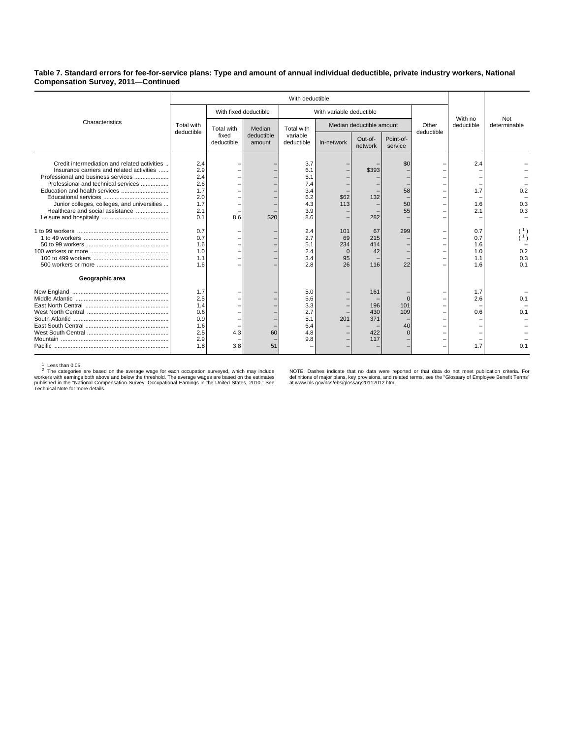**Table 7. Standard errors for fee-for-service plans: Type and amount of annual individual deductible, private industry workers, National Compensation Survey, 2011—Continued**

| Characteristics | With deductible | | | | | | | | With no deductible | Not determinable |
|---|---|---|---|---|---|---|---|---|---|---|
| | Total with deductible | With fixed deductible | | With variable deductible | | | | Other deductible | | |
| | | Total with fixed deductible | Median deductible amount | Total with variable deductible | Median deductible amount | | | | | |
| | | | | | In-network | Out-of-network | Point-of-service | | | |
| Credit intermediation and related activities | 2.4 | – | – | 3.7 | – | – | $0 | – | 2.4 | – |
| Insurance carriers and related activities | 2.9 | – | – | 6.1 | – | $393 | – | – | – | – |
| Professional and business services | 2.4 | – | – | 5.1 | – | – | – | – | – | – |
| Professional and technical services | 2.6 | – | – | 7.4 | – | – | – | – | – | – |
| Education and health services | 1.7 | – | – | 3.4 | – | – | 58 | – | 1.7 | 0.2 |
| Educational services | 2.0 | – | – | 6.2 | $62 | 132 | – | – | – | – |
| Junior colleges, colleges, and universities | 1.7 | – | – | 4.3 | 113 | – | 50 | – | 1.6 | 0.3 |
| Healthcare and social assistance | 2.1 | – | – | 3.9 | – | – | 55 | – | 2.1 | 0.3 |
| Leisure and hospitality | 0.1 | 8.6 | $20 | 8.6 | – | 282 | – | – | – | – |
| 1 to 99 workers | 0.7 | – | – | 2.4 | 101 | 67 | 299 | – | 0.7 | (1) |
| 1 to 49 workers | 0.7 | – | – | 2.7 | 69 | 215 | – | – | 0.7 | (1) |
| 50 to 99 workers | 1.6 | – | – | 5.1 | 234 | 414 | – | – | 1.6 | – |
| 100 workers or more | 1.0 | – | – | 2.4 | 0 | 42 | – | – | 1.0 | 0.2 |
| 100 to 499 workers | 1.1 | – | – | 3.4 | 95 | – | – | – | 1.1 | 0.3 |
| 500 workers or more | 1.6 | – | – | 2.8 | 26 | 116 | 22 | – | 1.6 | 0.1 |
| **Geographic area** | | | | | | | | | | |
| New England | 1.7 | – | – | 5.0 | – | 161 | – | – | 1.7 | – |
| Middle Atlantic | 2.5 | – | – | 5.6 | – | – | 0 | – | 2.6 | 0.1 |
| East North Central | 1.4 | – | – | 3.3 | – | 196 | 101 | – | – | – |
| West North Central | 0.6 | – | – | 2.7 | – | 430 | 109 | – | 0.6 | 0.1 |
| South Atlantic | 0.9 | – | – | 5.1 | 201 | 371 | – | – | – | – |
| East South Central | 1.6 | – | – | 6.4 | – | – | 40 | – | – | – |
| West South Central | 2.5 | 4.3 | 60 | 4.8 | – | 422 | 0 | – | – | – |
| Mountain | 2.9 | – | – | 9.8 | – | 117 | – | – | – | – |
| Pacific | 1.8 | 3.8 | 51 | – | – | – | – | – | 1.7 | 0.1 |

[1] Less than 0.05.

[2] The categories are based on the average wage for each occupation surveyed, which may include workers with earnings both above and below the threshold. The average wages are based on the estimates published in the "National Compensation Survey: Occupational Earnings in the United States, 2010." See Technical Note for more details.

NOTE: Dashes indicate that no data were reported or that data do not meet publication criteria. For definitions of major plans, key provisions, and related terms, see the "Glossary of Employee Benefit Terms" at www.bls.gov/ncs/ebs/glossary20112012.htm.